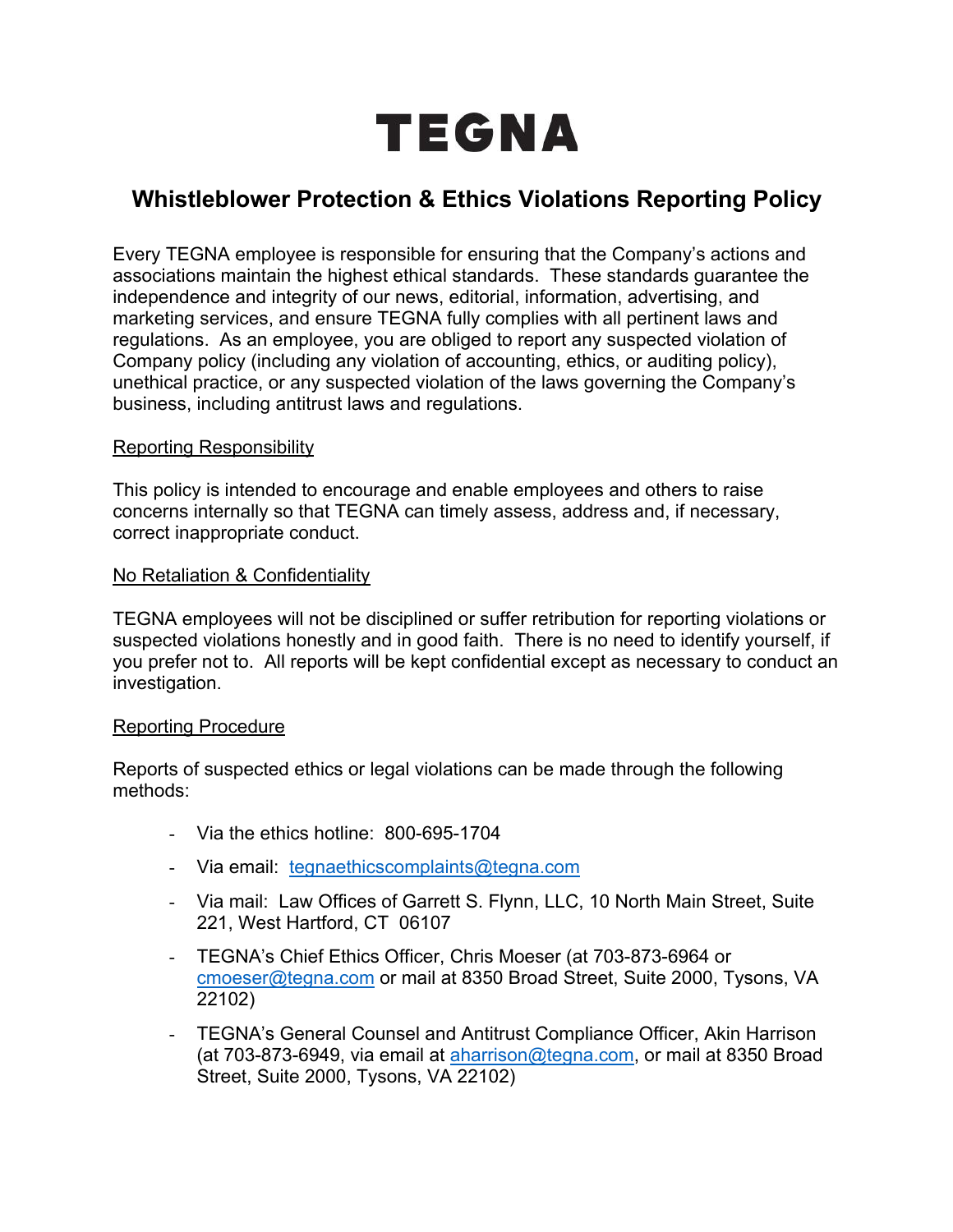# TEGNA

## Whistleblower Protection & Ethics Violations Reporting Policy

Every TEGNA employee is responsible for ensuring that the Company's actions and associations maintain the highest ethical standards. These standards guarantee the independence and integrity of our news, editorial, information, advertising, and marketing services, and ensure TEGNA fully complies with all pertinent laws and regulations. As an employee, you are obliged to report any suspected violation of Company policy (including any violation of accounting, ethics, or auditing policy), unethical practice, or any suspected violation of the laws governing the Company's business, including antitrust laws and regulations.

### Reporting Responsibility

This policy is intended to encourage and enable employees and others to raise concerns internally so that TEGNA can timely assess, address and, if necessary, correct inappropriate conduct.

### No Retaliation & Confidentiality

TEGNA employees will not be disciplined or suffer retribution for reporting violations or suspected violations honestly and in good faith. There is no need to identify yourself, if you prefer not to. All reports will be kept confidential except as necessary to conduct an investigation.

### Reporting Procedure

Reports of suspected ethics or legal violations can be made through the following methods:

- Via the ethics hotline: 800-695-1704
- Via email: tegnaethicscomplaints@tegna.com
- Via mail: Law Offices of Garrett S. Flynn, LLC, 10 North Main Street, Suite 221, West Hartford, CT 06107
- TEGNA's Chief Ethics Officer, Chris Moeser (at 703-873-6964 or cmoeser@tegna.com or mail at 8350 Broad Street, Suite 2000, Tysons, VA 22102)
- TEGNA's General Counsel and Antitrust Compliance Officer, Akin Harrison (at 703-873-6949, via email at aharrison@tegna.com, or mail at 8350 Broad Street, Suite 2000, Tysons, VA 22102)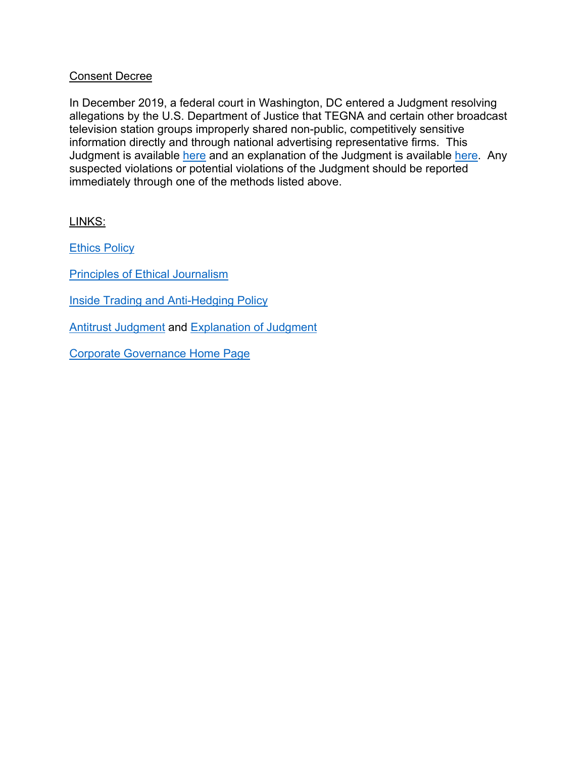Consent Decree

In December 2019, a federal court in Washington, DC entered a Judgment resolving allegations by the U.S. Department of Justice that TEGNA and certain other broadcast television station groups improperly shared non-public, competitively sensitive information directly and through national advertising representative firms. This Judgment is available here and an explanation of the Judgment is available here. Any suspected violations or potential violations of the Judgment should be reported immediately through one of the methods listed above.

LINKS:

Ethics Policy

Principles of Ethical Journalism

Inside Trading and Anti-Hedging Policy

Antitrust Judgment and Explanation of Judgment

Corporate Governance Home Page